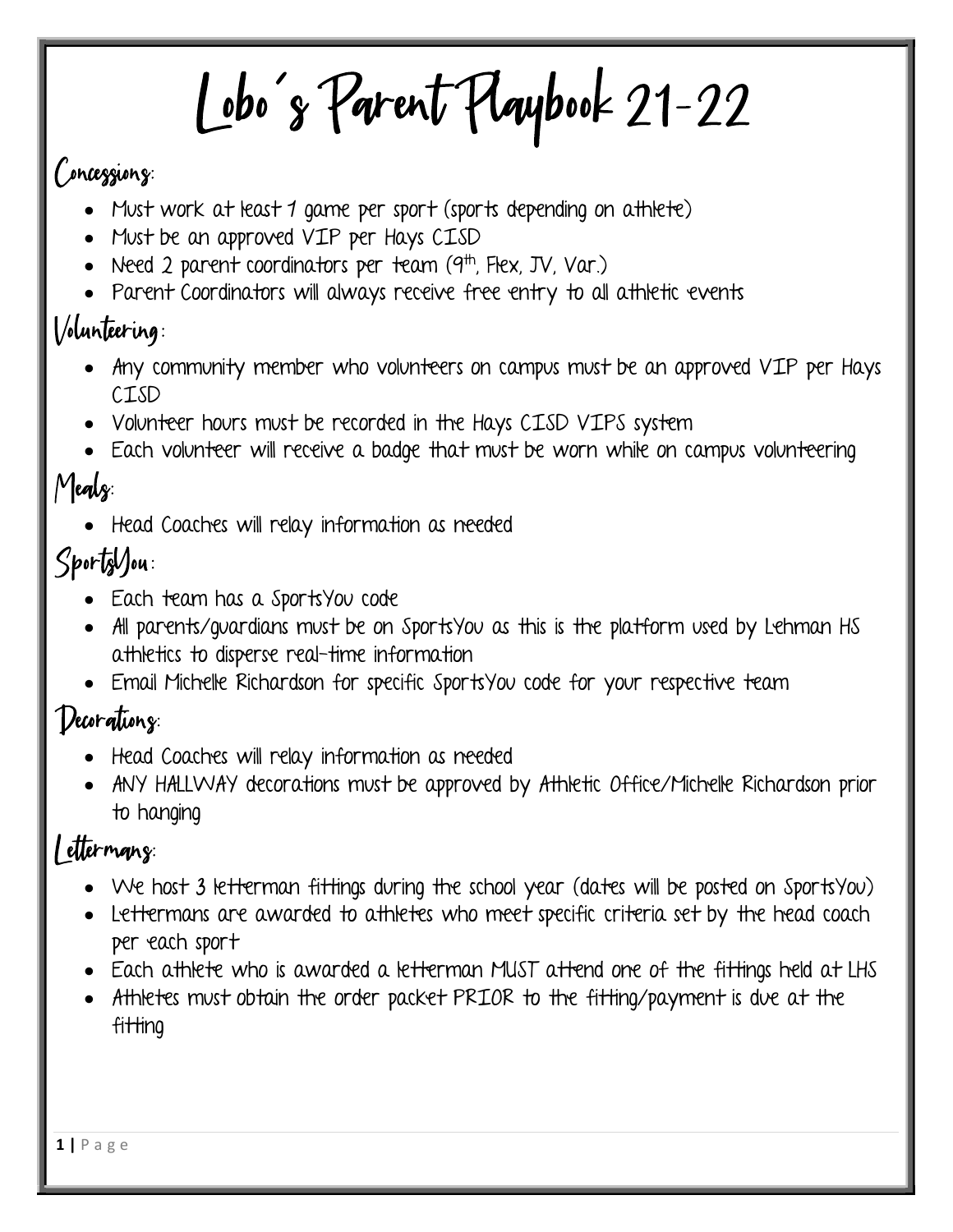# Lobo's Parent Playbook 21-22

## Concessions:

- Must work at least 1 game per sport (sports depending on athlete)
- Must be an approved VIP per Hays CISD
- Need 2 parent coordinators per team (9th, Flex, JV, Var.)
- Parent Coordinators will always receive free entry to all athletic events

## Volunteering:

- Any community member who volunteers on campus must be an approved VIP per Hays CISD
- Volunteer hours must be recorded in the Hays CISD VIPS system
- Each volunteer will receive a badge that must be worn while on campus volunteering

## Meals:

- Head Coaches will relay information as needed

## SportsYou:

- Each team has a SportsYou code
- All parents/guardians must be on SportsYou as this is the platform used by Lehman HS athletics to disperse real-time information
- Email Michelle Richardson for specific SportsYou code for your respective team

## Decorations:

- Head Coaches will relay information as needed
- ANY HALLWAY decorations must be approved by Athletic Office/Michelle Richardson prior to hanging

## Lettermans:

- We host 3 letterman fittings during the school year (dates will be posted on SportsYou)
- Lettermans are awarded to athletes who meet specific criteria set by the head coach per each sport
- Each athlete who is awarded a letterman MUST attend one of the fittings held at LHS
- Athletes must obtain the order packet PRIOR to the fitting/payment is due at the fitting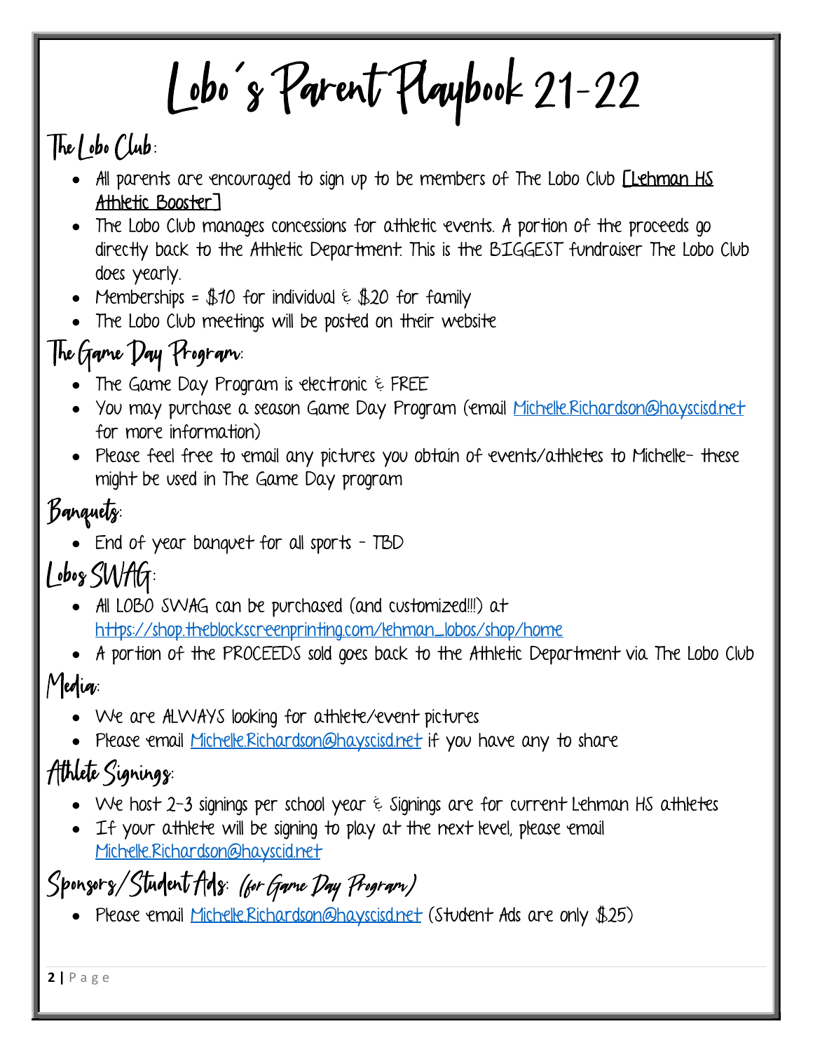# Lobo's Parent Playbook 21-22

## The Lobo Club:

- All parents are encouraged to sign up to be members of The Lobo Club [Lehman HS Athletic Booster]
- The Lobo Club manages concessions for athletic events. A portion of the proceeds go directly back to the Athletic Department. This is the BIGGEST fundraiser The Lobo Club does yearly.
- Memberships = $10 for individual & $20 for family
- The Lobo Club meetings will be posted on their website

## The Game Day Program:

- The Game Day Program is electronic & FREE
- You may purchase a season Game Day Program (email Michelle.Richardson@hayscisd.net for more information)
- Please feel free to email any pictures you obtain of events/athletes to Michelle- these might be used in The Game Day program

## Banquets:

- End of year banquet for all sports - TBD

## Lobos SWAG:

- All LOBO SWAG can be purchased (and customized!!!) at https://shop.theblockscreenprinting.com/lehman_lobos/shop/home
- A portion of the PROCEEDS sold goes back to the Athletic Department via The Lobo Club

## Media:

- We are ALWAYS looking for athlete/event pictures
- Please email Michelle.Richardson@hayscisd.net if you have any to share

## Athlete Signings:

- We host 2-3 signings per school year & Signings are for current Lehman HS athletes
- If your athlete will be signing to play at the next level, please email Michelle.Richardson@hayscid.net

## Sponsors/Student Ads: *(for Game Day Program)*

- Please email Michelle.Richardson@hayscisd.net (Student Ads are only $25)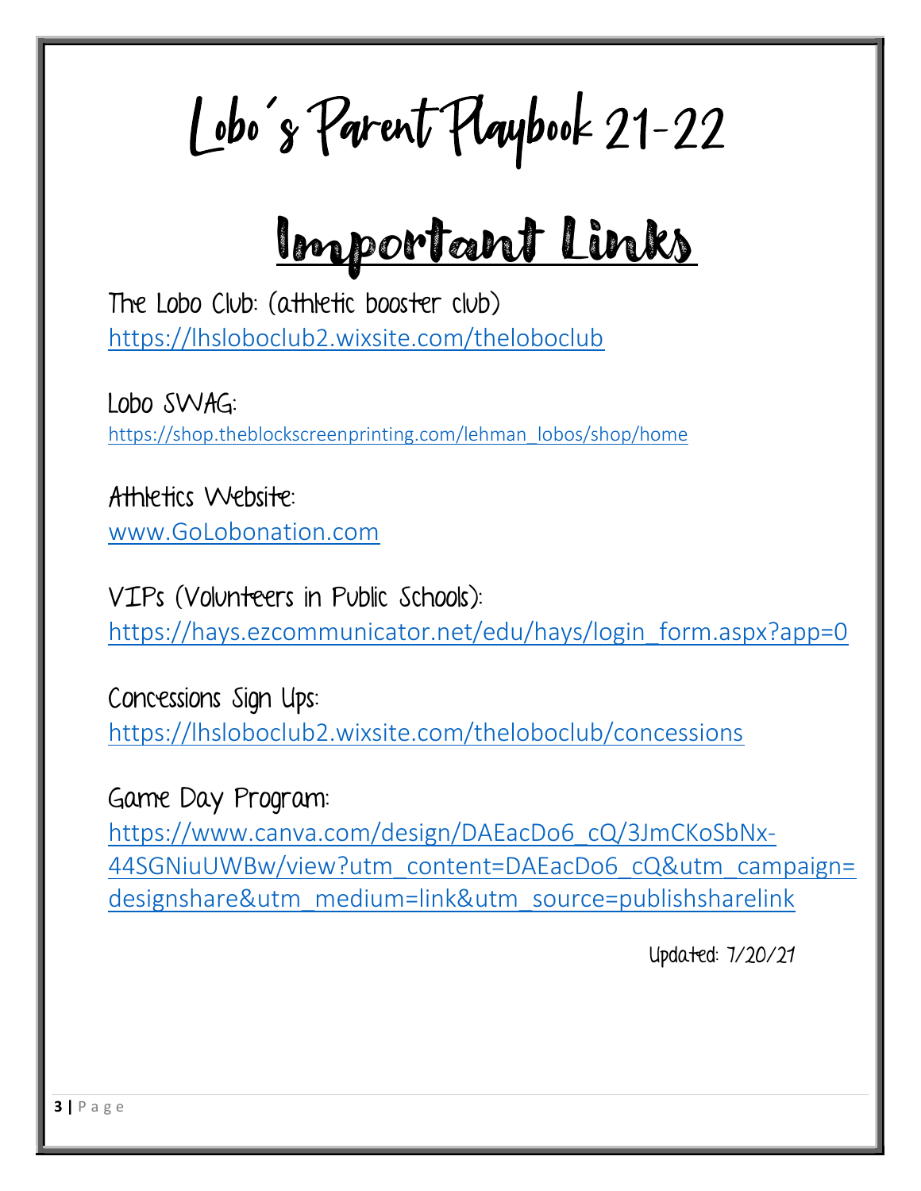# Lobo's Parent Playbook 21-22

## Important Links

The Lobo Club: (athletic booster club)
https://lhsloboclub2.wixsite.com/theloboclub

Lobo SWAG:
https://shop.theblockscreenprinting.com/lehman_lobos/shop/home

Athletics Website:
www.GoLobonation.com

VIPs (Volunteers in Public Schools):
https://hays.ezcommunicator.net/edu/hays/login_form.aspx?app=0

Concessions Sign Ups:
https://lhsloboclub2.wixsite.com/theloboclub/concessions

Game Day Program:
https://www.canva.com/design/DAEacDo6_cQ/3JmCKoSbNx-44SGNiuUWBw/view?utm_content=DAEacDo6_cQ&utm_campaign=designshare&utm_medium=link&utm_source=publishsharelink

Updated: 7/20/21